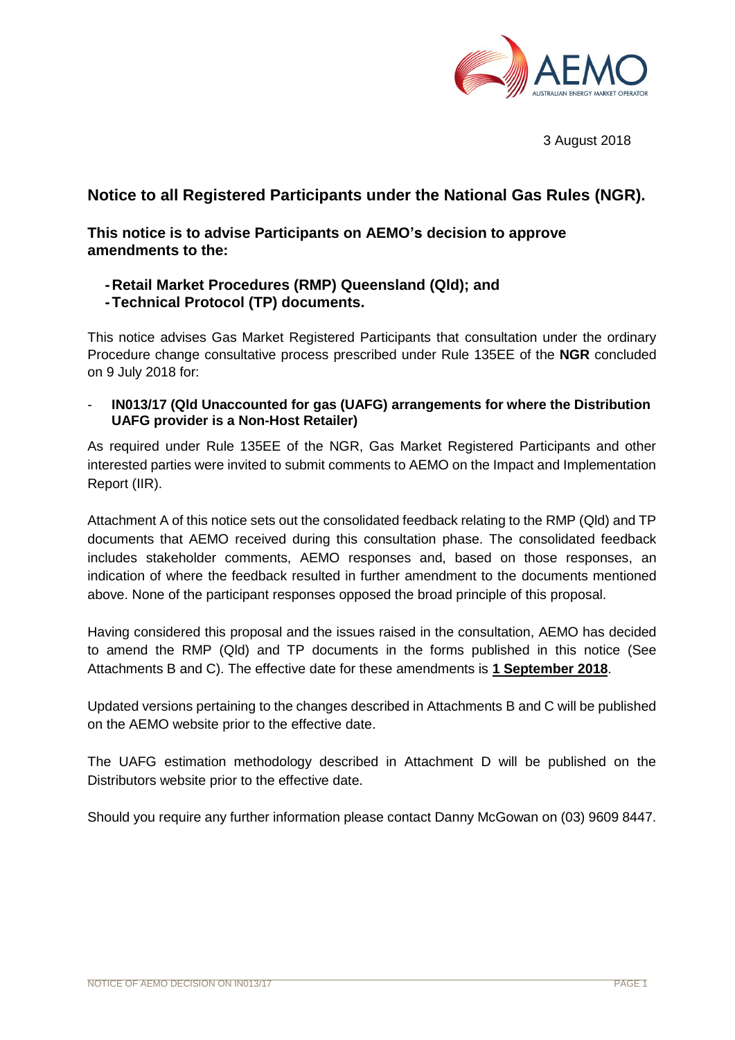3 August 2018

## Notice to all Registered Participants under the National Gas Rules (NGR).

### This notice is to advise Participants on AEMO's decision to approve amendments to the:

- **Retail Market Procedures (RMP) Queensland (Qld); and**
- **Technical Protocol (TP) documents.**

This notice advises Gas Market Registered Participants that consultation under the ordinary Procedure change consultative process prescribed under Rule 135EE of the **NGR** concluded on 9 July 2018 for:

- **IN013/17 (Qld Unaccounted for gas (UAFG) arrangements for where the Distribution UAFG provider is a Non-Host Retailer)**

As required under Rule 135EE of the NGR, Gas Market Registered Participants and other interested parties were invited to submit comments to AEMO on the Impact and Implementation Report (IIR).

Attachment A of this notice sets out the consolidated feedback relating to the RMP (Qld) and TP documents that AEMO received during this consultation phase. The consolidated feedback includes stakeholder comments, AEMO responses and, based on those responses, an indication of where the feedback resulted in further amendment to the documents mentioned above. None of the participant responses opposed the broad principle of this proposal.

Having considered this proposal and the issues raised in the consultation, AEMO has decided to amend the RMP (Qld) and TP documents in the forms published in this notice (See Attachments B and C). The effective date for these amendments is **1 September 2018**.

Updated versions pertaining to the changes described in Attachments B and C will be published on the AEMO website prior to the effective date.

The UAFG estimation methodology described in Attachment D will be published on the Distributors website prior to the effective date.

Should you require any further information please contact Danny McGowan on (03) 9609 8447.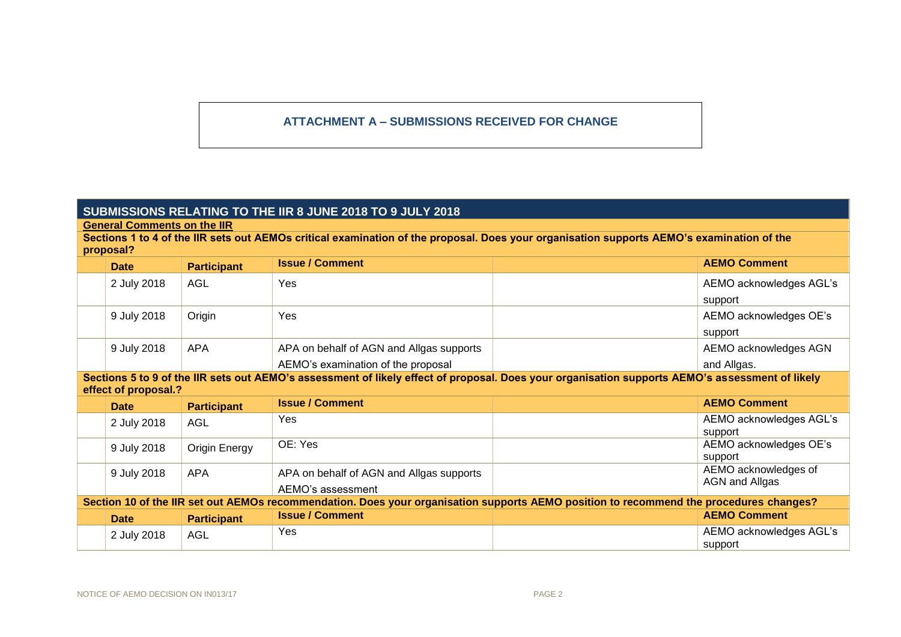## ATTACHMENT A – SUBMISSIONS RECEIVED FOR CHANGE

| SUBMISSIONS RELATING TO THE IIR 8 JUNE 2018 TO 9 JULY 2018 | | | | | |
|---|---|---|---|---|---|
| **General Comments on the IIR** | | | | | |
| **Sections 1 to 4 of the IIR sets out AEMOs critical examination of the proposal. Does your organisation supports AEMO's examination of the proposal?** | | | | | |
| | **Date** | **Participant** | **Issue / Comment** | | **AEMO Comment** |
| | 2 July 2018 | AGL | Yes | | AEMO acknowledges AGL's support |
| | 9 July 2018 | Origin | Yes | | AEMO acknowledges OE's support |
| | 9 July 2018 | APA | APA on behalf of AGN and Allgas supports AEMO's examination of the proposal | | AEMO acknowledges AGN and Allgas. |
| **Sections 5 to 9 of the IIR sets out AEMO's assessment of likely effect of proposal. Does your organisation supports AEMO's assessment of likely effect of proposal.?** | | | | | |
| | **Date** | **Participant** | **Issue / Comment** | | **AEMO Comment** |
| | 2 July 2018 | AGL | Yes | | AEMO acknowledges AGL's support |
| | 9 July 2018 | Origin Energy | OE: Yes | | AEMO acknowledges OE's support |
| | 9 July 2018 | APA | APA on behalf of AGN and Allgas supports AEMO's assessment | | AEMO acknowledges of AGN and Allgas |
| **Section 10 of the IIR set out AEMOs recommendation. Does your organisation supports AEMO position to recommend the procedures changes?** | | | | | |
| | **Date** | **Participant** | **Issue / Comment** | | **AEMO Comment** |
| | 2 July 2018 | AGL | Yes | | AEMO acknowledges AGL's support |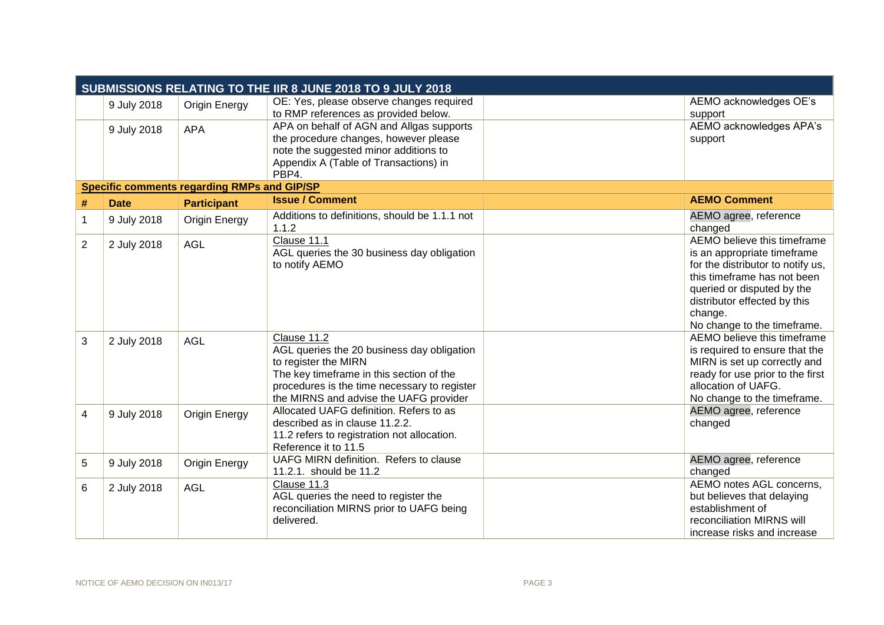| | | | SUBMISSIONS RELATING TO THE IIR 8 JUNE 2018 TO 9 JULY 2018 | | |
|---|---|---|---|---|---|
| | 9 July 2018 | Origin Energy | OE: Yes, please observe changes required to RMP references as provided below. | | AEMO acknowledges OE's support |
| | 9 July 2018 | APA | APA on behalf of AGN and Allgas supports the procedure changes, however please note the suggested minor additions to Appendix A (Table of Transactions) in PBP4. | | AEMO acknowledges APA's support |
| **Specific comments regarding RMPs and GIP/SP** | | | | | |
| **#** | **Date** | **Participant** | **Issue / Comment** | | **AEMO Comment** |
| 1 | 9 July 2018 | Origin Energy | Additions to definitions, should be 1.1.1 not 1.1.2 | | AEMO agree, reference changed |
| 2 | 2 July 2018 | AGL | Clause 11.1<br>AGL queries the 30 business day obligation to notify AEMO | | AEMO believe this timeframe is an appropriate timeframe for the distributor to notify us, this timeframe has not been queried or disputed by the distributor effected by this change.<br>No change to the timeframe. |
| 3 | 2 July 2018 | AGL | Clause 11.2<br>AGL queries the 20 business day obligation to register the MIRN<br>The key timeframe in this section of the procedures is the time necessary to register the MIRNS and advise the UAFG provider | | AEMO believe this timeframe is required to ensure that the MIRN is set up correctly and ready for use prior to the first allocation of UAFG.<br>No change to the timeframe. |
| 4 | 9 July 2018 | Origin Energy | Allocated UAFG definition. Refers to as described as in clause 11.2.2.<br>11.2 refers to registration not allocation. Reference it to 11.5 | | AEMO agree, reference changed |
| 5 | 9 July 2018 | Origin Energy | UAFG MIRN definition. Refers to clause 11.2.1. should be 11.2 | | AEMO agree, reference changed |
| 6 | 2 July 2018 | AGL | Clause 11.3<br>AGL queries the need to register the reconciliation MIRNS prior to UAFG being delivered. | | AEMO notes AGL concerns, but believes that delaying establishment of reconciliation MIRNS will increase risks and increase |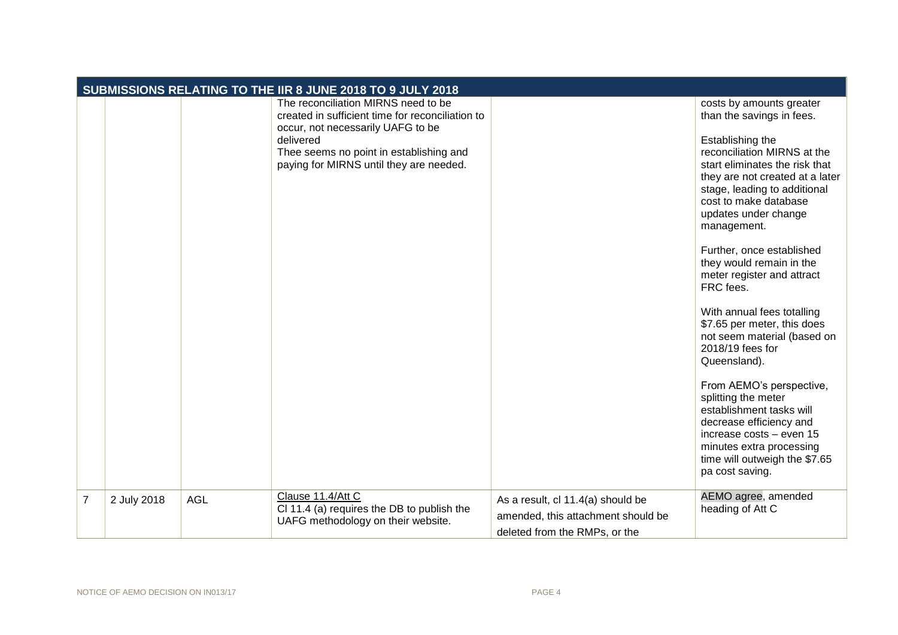| SUBMISSIONS RELATING TO THE IIR 8 JUNE 2018 TO 9 JULY 2018 | | | | | |
|---|---|---|---|---|---|
| | | | The reconciliation MIRNS need to be created in sufficient time for reconciliation to occur, not necessarily UAFG to be delivered<br>Thee seems no point in establishing and paying for MIRNS until they are needed. | | costs by amounts greater than the savings in fees.<br><br>Establishing the reconciliation MIRNS at the start eliminates the risk that they are not created at a later stage, leading to additional cost to make database updates under change management.<br><br>Further, once established they would remain in the meter register and attract FRC fees.<br><br>With annual fees totalling $7.65 per meter, this does not seem material (based on 2018/19 fees for Queensland).<br><br>From AEMO's perspective, splitting the meter establishment tasks will decrease efficiency and increase costs – even 15 minutes extra processing time will outweigh the $7.65 pa cost saving. |
| 7 | 2 July 2018 | AGL | Clause 11.4/Att C<br>Cl 11.4 (a) requires the DB to publish the UAFG methodology on their website. | As a result, cl 11.4(a) should be amended, this attachment should be deleted from the RMPs, or the | AEMO agree, amended heading of Att C |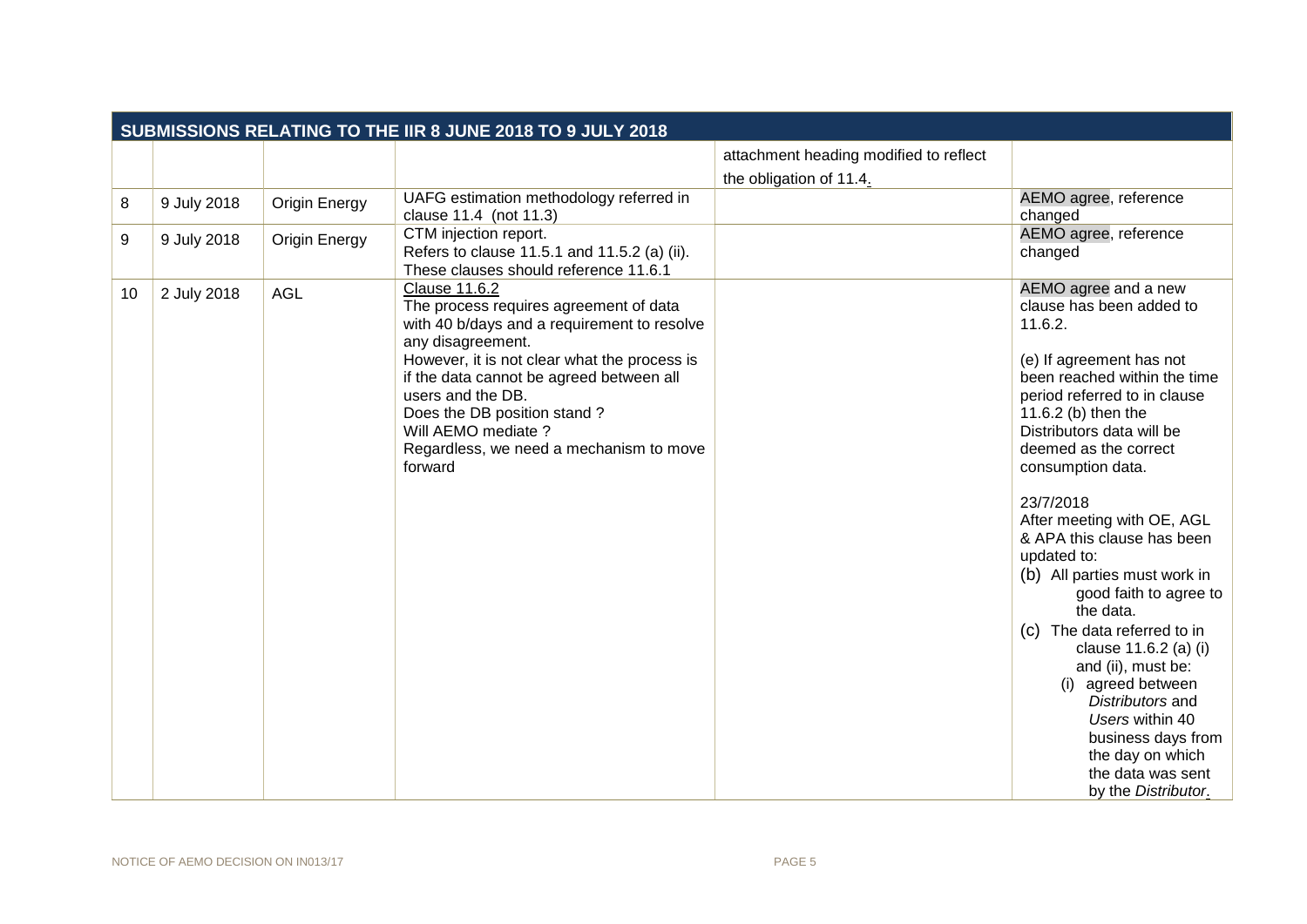## SUBMISSIONS RELATING TO THE IIR 8 JUNE 2018 TO 9 JULY 2018

| | | | | | |
|---|---|---|---|---|---|
| | | | | attachment heading modified to reflect the obligation of 11.4. | |
| 8 | 9 July 2018 | Origin Energy | UAFG estimation methodology referred in clause 11.4 (not 11.3) | | AEMO agree, reference changed |
| 9 | 9 July 2018 | Origin Energy | CTM injection report.<br>Refers to clause 11.5.1 and 11.5.2 (a) (ii). These clauses should reference 11.6.1 | | AEMO agree, reference changed |
| 10 | 2 July 2018 | AGL | Clause 11.6.2<br>The process requires agreement of data with 40 b/days and a requirement to resolve any disagreement.<br>However, it is not clear what the process is if the data cannot be agreed between all users and the DB.<br>Does the DB position stand ?<br>Will AEMO mediate ?<br>Regardless, we need a mechanism to move forward | | AEMO agree and a new clause has been added to 11.6.2.<br><br>(e) If agreement has not been reached within the time period referred to in clause 11.6.2 (b) then the Distributors data will be deemed as the correct consumption data.<br><br>23/7/2018<br>After meeting with OE, AGL & APA this clause has been updated to:<br>(b) All parties must work in good faith to agree to the data.<br>(c) The data referred to in clause 11.6.2 (a) (i) and (ii), must be:<br>(i) agreed between *Distributors* and *Users* within 40 business days from the day on which the data was sent by the *Distributor*. |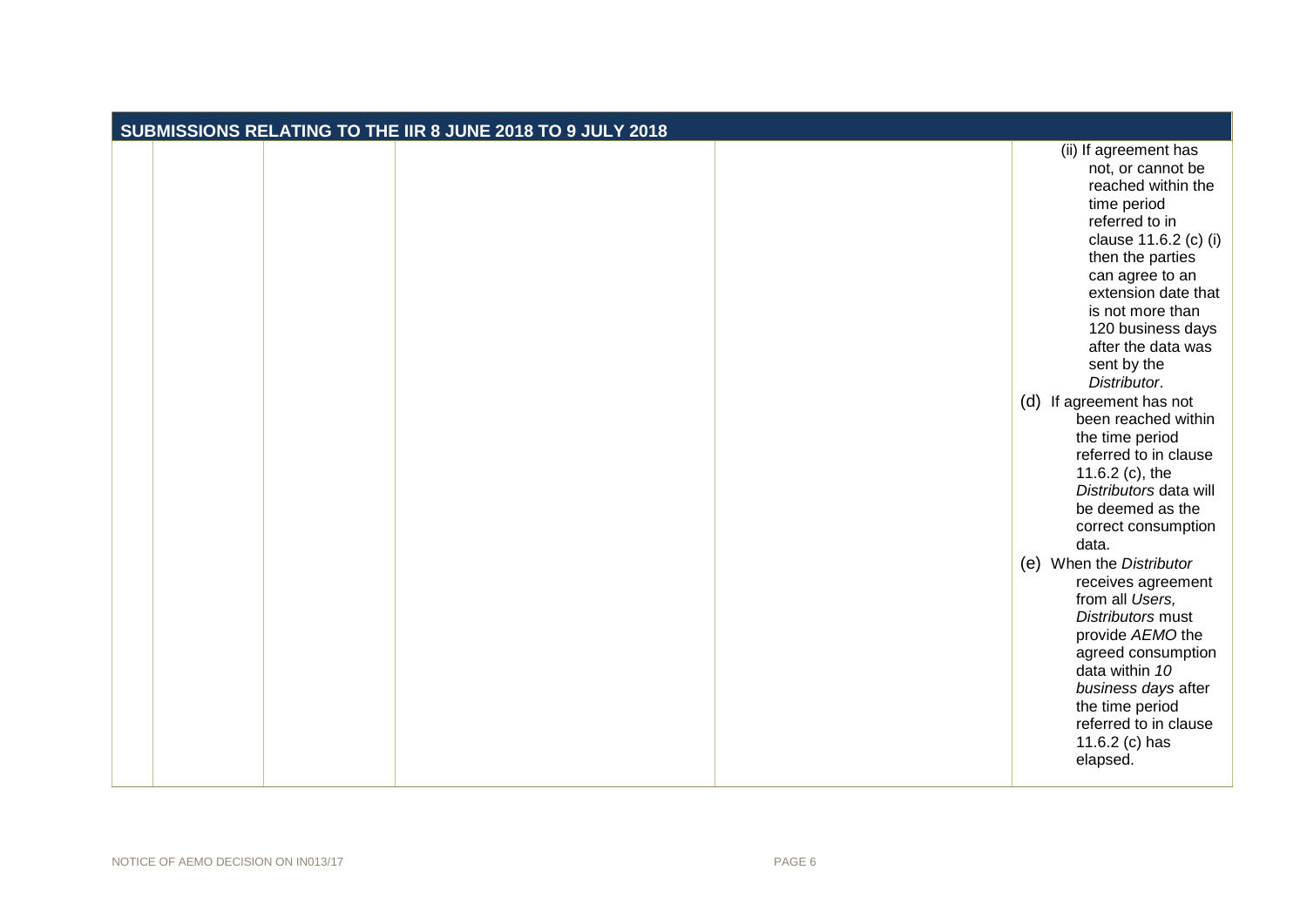| SUBMISSIONS RELATING TO THE IIR 8 JUNE 2018 TO 9 JULY 2018 | | | | | |
|---|---|---|---|---|---|
| | | | | | (ii) If agreement has not, or cannot be reached within the time period referred to in clause 11.6.2 (c) (i) then the parties can agree to an extension date that is not more than 120 business days after the data was sent by the *Distributor*.<br>(d) If agreement has not been reached within the time period referred to in clause 11.6.2 (c), the *Distributors* data will be deemed as the correct consumption data.<br>(e) When the *Distributor* receives agreement from all *Users, Distributors* must provide *AEMO* the agreed consumption data within *10 business days* after the time period referred to in clause 11.6.2 (c) has elapsed. |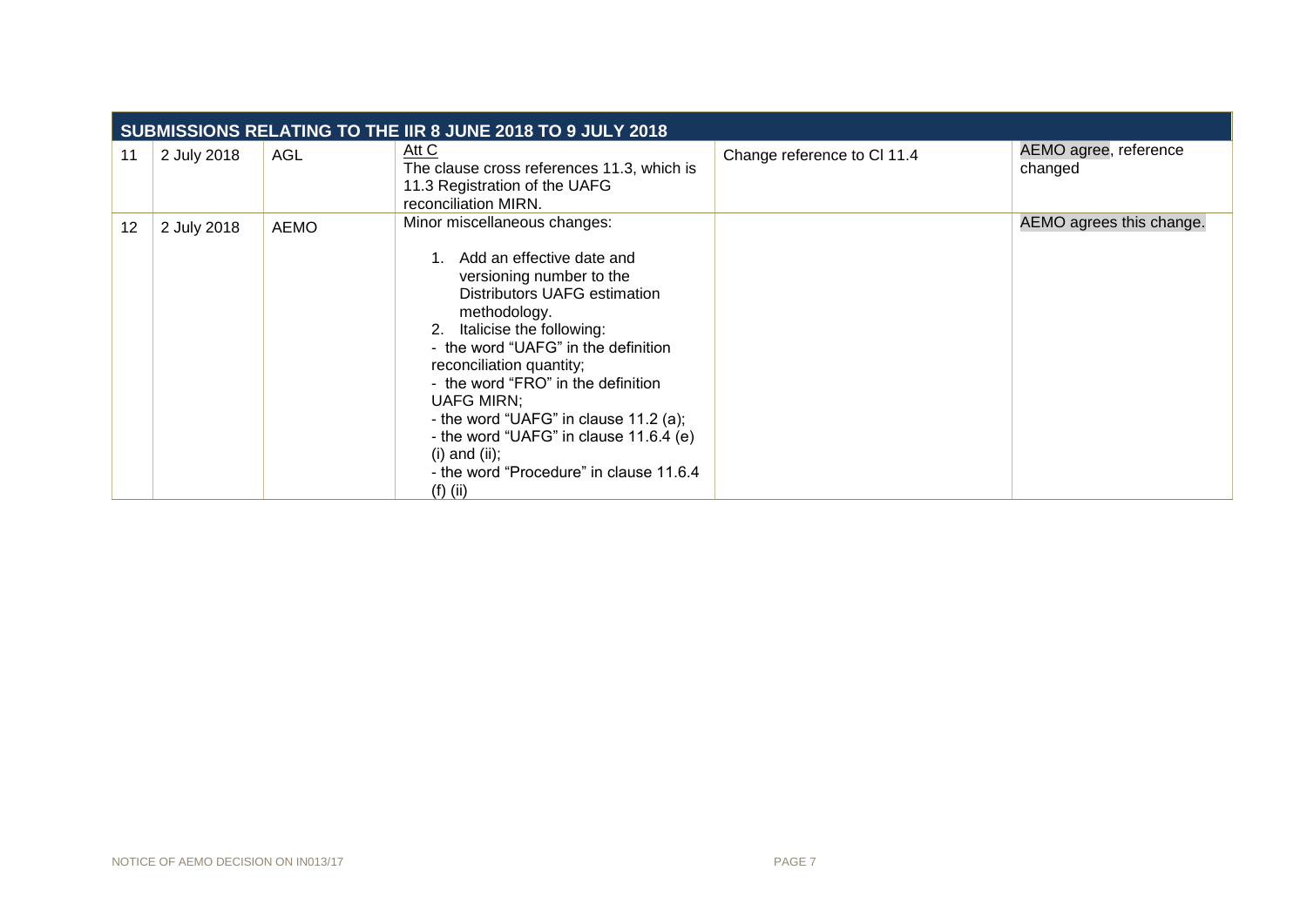| SUBMISSIONS RELATING TO THE IIR 8 JUNE 2018 TO 9 JULY 2018 | | | | | |
|---|---|---|---|---|---|
| 11 | 2 July 2018 | AGL | Att C<br>The clause cross references 11.3, which is 11.3 Registration of the UAFG reconciliation MIRN. | Change reference to Cl 11.4 | AEMO agree, reference changed |
| 12 | 2 July 2018 | AEMO | Minor miscellaneous changes:<br>1. Add an effective date and versioning number to the Distributors UAFG estimation methodology.<br>2. Italicise the following:<br>- the word “UAFG” in the definition reconciliation quantity;<br>- the word “FRO” in the definition UAFG MIRN;<br>- the word “UAFG” in clause 11.2 (a);<br>- the word “UAFG” in clause 11.6.4 (e) (i) and (ii);<br>- the word “Procedure” in clause 11.6.4 (f) (ii) | | AEMO agrees this change. |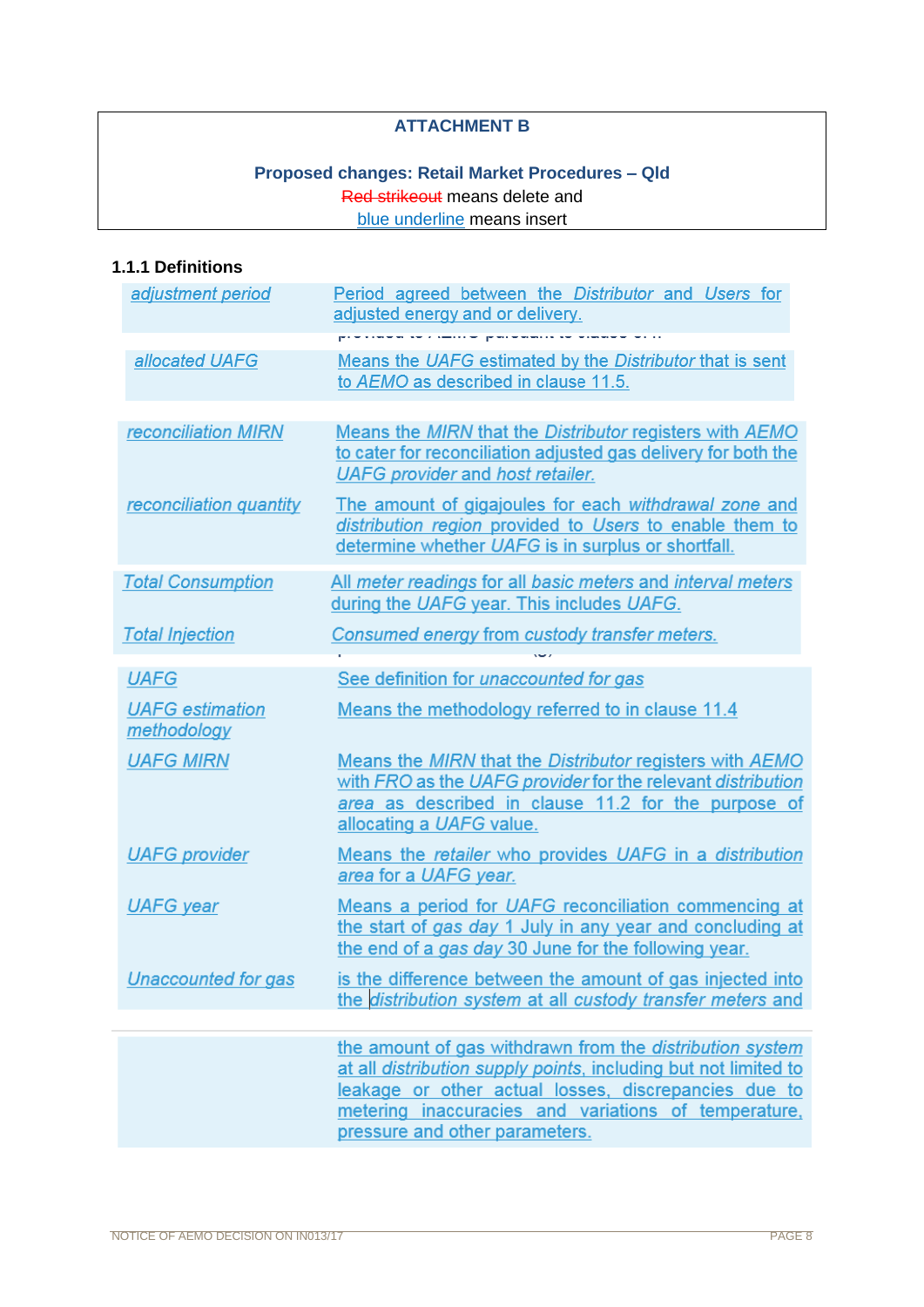**ATTACHMENT B**

**Proposed changes: Retail Market Procedures – Qld**

~~Red strikeout~~ means delete and
<u>blue underline</u> means insert

### 1.1.1 Definitions

| | |
|---|---|
| *adjustment period* | Period agreed between the *Distributor* and *Users* for adjusted energy and or delivery. |
| *allocated UAFG* | Means the *UAFG* estimated by the *Distributor* that is sent to *AEMO* as described in clause 11.5. |
| *reconciliation MIRN* | Means the *MIRN* that the *Distributor* registers with *AEMO* to cater for reconciliation adjusted gas delivery for both the *UAFG provider* and *host retailer.* |
| *reconciliation quantity* | The amount of gigajoules for each *withdrawal zone* and *distribution region* provided to *Users* to enable them to determine whether *UAFG* is in surplus or shortfall. |
| *Total Consumption* | All *meter readings* for all *basic meters* and *interval meters* during the *UAFG* year. This includes *UAFG*. |
| *Total Injection* | *Consumed energy from custody transfer meters.* |
| *UAFG* | See definition for *unaccounted for gas* |
| *UAFG estimation methodology* | Means the methodology referred to in clause 11.4 |
| *UAFG MIRN* | Means the *MIRN* that the *Distributor* registers with *AEMO* with *FRO* as the *UAFG provider* for the relevant *distribution area* as described in clause 11.2 for the purpose of allocating a *UAFG* value. |
| *UAFG provider* | Means the *retailer* who provides *UAFG* in a *distribution area* for a *UAFG year.* |
| *UAFG year* | Means a period for *UAFG* reconciliation commencing at the start of *gas day* 1 July in any year and concluding at the end of a *gas day* 30 June for the following year. |
| *Unaccounted for gas* | is the difference between the amount of gas injected into the *distribution system* at all *custody transfer meters* and the amount of gas withdrawn from the *distribution system* at all *distribution supply points*, including but not limited to leakage or other actual losses, discrepancies due to metering inaccuracies and variations of temperature, pressure and other parameters. |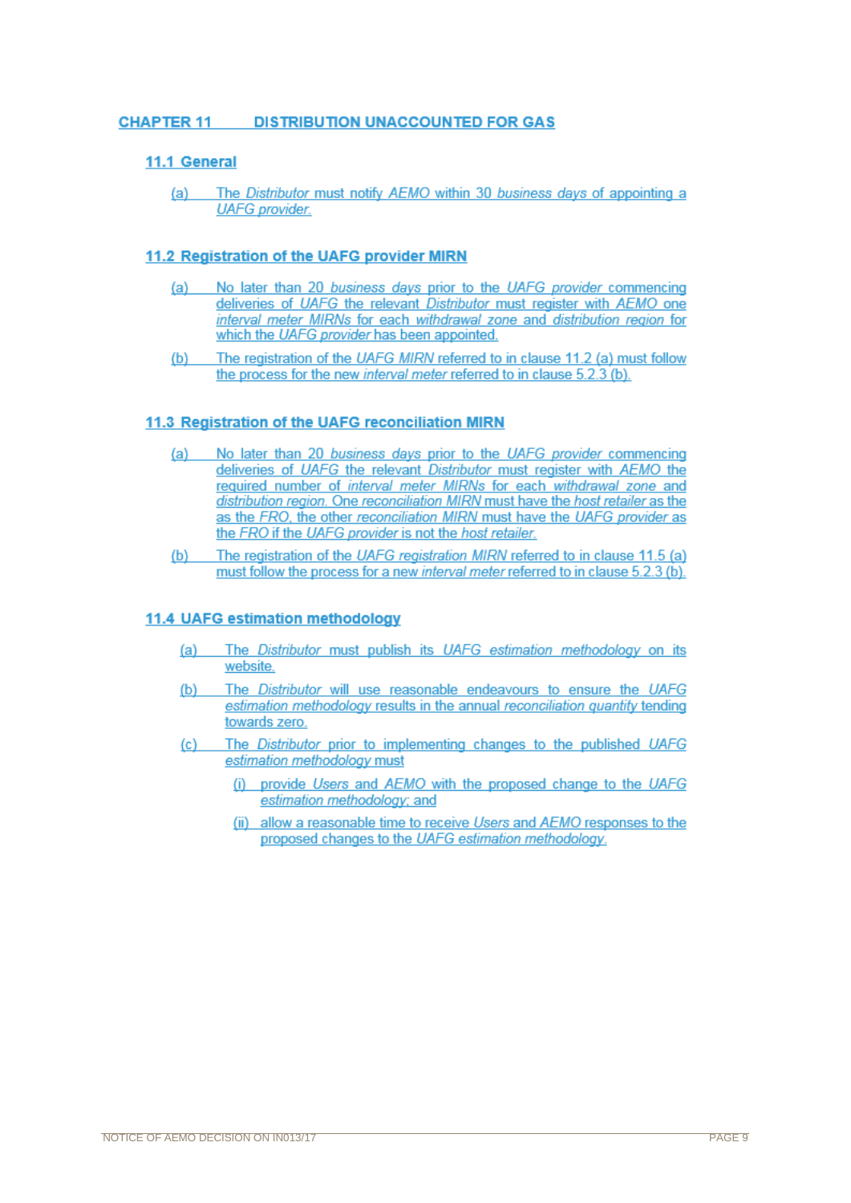## CHAPTER 11 DISTRIBUTION UNACCOUNTED FOR GAS

### 11.1 General

(a) The *Distributor* must notify *AEMO* within 30 *business days* of appointing a *UAFG provider*.

### 11.2 Registration of the UAFG provider MIRN

(a) No later than 20 *business days* prior to the *UAFG provider* commencing deliveries of *UAFG* the relevant *Distributor* must register with *AEMO* one *interval meter MIRNs* for each *withdrawal zone* and *distribution region* for which the *UAFG provider* has been appointed.

(b) The registration of the *UAFG MIRN* referred to in clause 11.2 (a) must follow the process for the new *interval meter* referred to in clause 5.2.3 (b).

### 11.3 Registration of the UAFG reconciliation MIRN

(a) No later than 20 *business days* prior to the *UAFG provider* commencing deliveries of *UAFG* the relevant *Distributor* must register with *AEMO* the required number of *interval meter MIRNs* for each *withdrawal zone* and *distribution region*. One *reconciliation MIRN* must have the *host retailer* as the as the *FRO*, the other *reconciliation MIRN* must have the *UAFG provider* as the *FRO* if the *UAFG provider* is not the *host retailer*.

(b) The registration of the *UAFG registration MIRN* referred to in clause 11.5 (a) must follow the process for a new *interval meter* referred to in clause 5.2.3 (b).

### 11.4 UAFG estimation methodology

(a) The *Distributor* must publish its *UAFG estimation methodology* on its website.

(b) The *Distributor* will use reasonable endeavours to ensure the *UAFG estimation methodology* results in the annual *reconciliation quantity* tending towards zero.

(c) The *Distributor* prior to implementing changes to the published *UAFG estimation methodology* must

(i) provide *Users* and *AEMO* with the proposed change to the *UAFG estimation methodology*; and

(ii) allow a reasonable time to receive *Users* and *AEMO* responses to the proposed changes to the *UAFG estimation methodology*.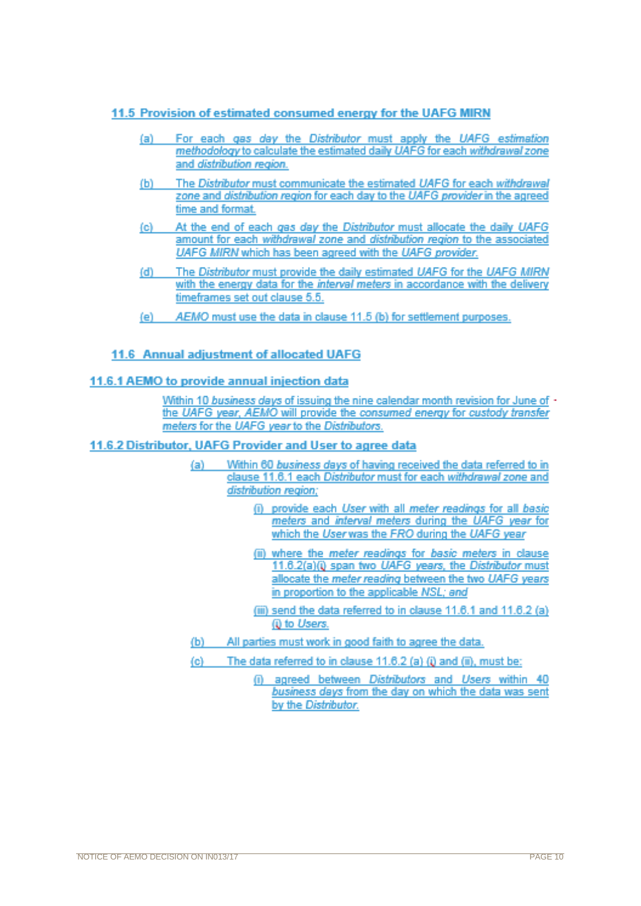## 11.5 Provision of estimated consumed energy for the UAFG MIRN

(a) For each *gas day* the *Distributor* must apply the *UAFG estimation methodology* to calculate the estimated daily *UAFG* for each *withdrawal zone* and *distribution region*.

(b) The *Distributor* must communicate the estimated *UAFG* for each *withdrawal zone* and *distribution region* for each day to the *UAFG provider* in the agreed time and format.

(c) At the end of each *gas day* the *Distributor* must allocate the daily *UAFG* amount for each *withdrawal zone* and *distribution region* to the associated *UAFG MIRN* which has been agreed with the *UAFG provider*.

(d) The *Distributor* must provide the daily estimated *UAFG* for the *UAFG MIRN* with the energy data for the *interval meters* in accordance with the delivery timeframes set out clause 5.5.

(e) *AEMO* must use the data in clause 11.5 (b) for settlement purposes.

## 11.6 Annual adjustment of allocated UAFG

### 11.6.1 AEMO to provide annual injection data

Within 10 *business days* of issuing the nine calendar month revision for June of the *UAFG year*, *AEMO* will provide the *consumed energy* for *custody transfer meters* for the *UAFG year* to the *Distributors*.

### 11.6.2 Distributor, UAFG Provider and User to agree data

(a) Within 60 *business days* of having received the data referred to in clause 11.6.1 each *Distributor* must for each *withdrawal zone* and *distribution region*;

(i) provide each *User* with all *meter readings* for all *basic meters* and *interval meters* during the *UAFG year* for which the *User* was the *FRO* during the *UAFG year*

(ii) where the *meter readings* for *basic meters* in clause 11.6.2(a)(i) span two *UAFG years*, the *Distributor* must allocate the *meter reading* between the two *UAFG years* in proportion to the applicable *NSL*; and

(iii) send the data referred to in clause 11.6.1 and 11.6.2 (a) (i) to *Users*.

(b) All parties must work in good faith to agree the data.

(c) The data referred to in clause 11.6.2 (a) (i) and (ii), must be:

(i) agreed between *Distributors* and *Users* within 40 *business days* from the day on which the data was sent by the *Distributor*.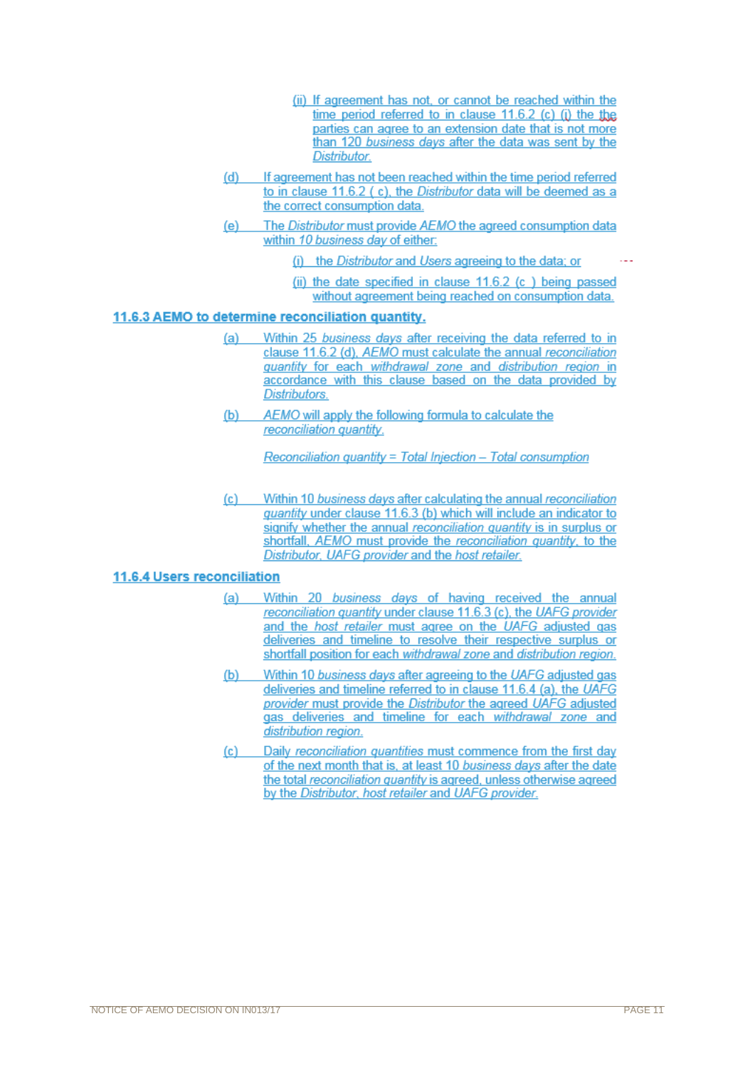(ii) If agreement has not, or cannot be reached within the time period referred to in clause 11.6.2 (c) (i) the the parties can agree to an extension date that is not more than 120 *business days* after the data was sent by the *Distributor*.

(d) If agreement has not been reached within the time period referred to in clause 11.6.2 ( c), the *Distributor* data will be deemed as a the correct consumption data.

(e) The *Distributor* must provide *AEMO* the agreed consumption data within *10 business day* of either:

(i) the *Distributor* and *Users* agreeing to the data; or

(ii) the date specified in clause 11.6.2 (c ) being passed without agreement being reached on consumption data.

### 11.6.3 AEMO to determine reconciliation quantity.

(a) Within 25 *business days* after receiving the data referred to in clause 11.6.2 (d), *AEMO* must calculate the annual *reconciliation quantity* for each *withdrawal zone* and *distribution region* in accordance with this clause based on the data provided by *Distributors*.

(b) *AEMO* will apply the following formula to calculate the *reconciliation quantity*.

*Reconciliation quantity = Total Injection – Total consumption*

(c) Within 10 *business days* after calculating the annual *reconciliation quantity* under clause 11.6.3 (b) which will include an indicator to signify whether the annual *reconciliation quantity* is in surplus or shortfall, *AEMO* must provide the *reconciliation quantity*, to the *Distributor*, *UAFG provider* and the *host retailer*.

### 11.6.4 Users reconciliation

(a) Within 20 *business days* of having received the annual *reconciliation quantity* under clause 11.6.3 (c), the *UAFG provider* and the *host retailer* must agree on the *UAFG* adjusted gas deliveries and timeline to resolve their respective surplus or shortfall position for each *withdrawal zone* and *distribution region*.

(b) Within 10 *business days* after agreeing to the *UAFG* adjusted gas deliveries and timeline referred to in clause 11.6.4 (a), the *UAFG provider* must provide the *Distributor* the agreed *UAFG* adjusted gas deliveries and timeline for each *withdrawal zone* and *distribution region*.

(c) Daily *reconciliation quantities* must commence from the first day of the next month that is, at least 10 *business days* after the date the total *reconciliation quantity* is agreed, unless otherwise agreed by the *Distributor*, *host retailer* and *UAFG provider*.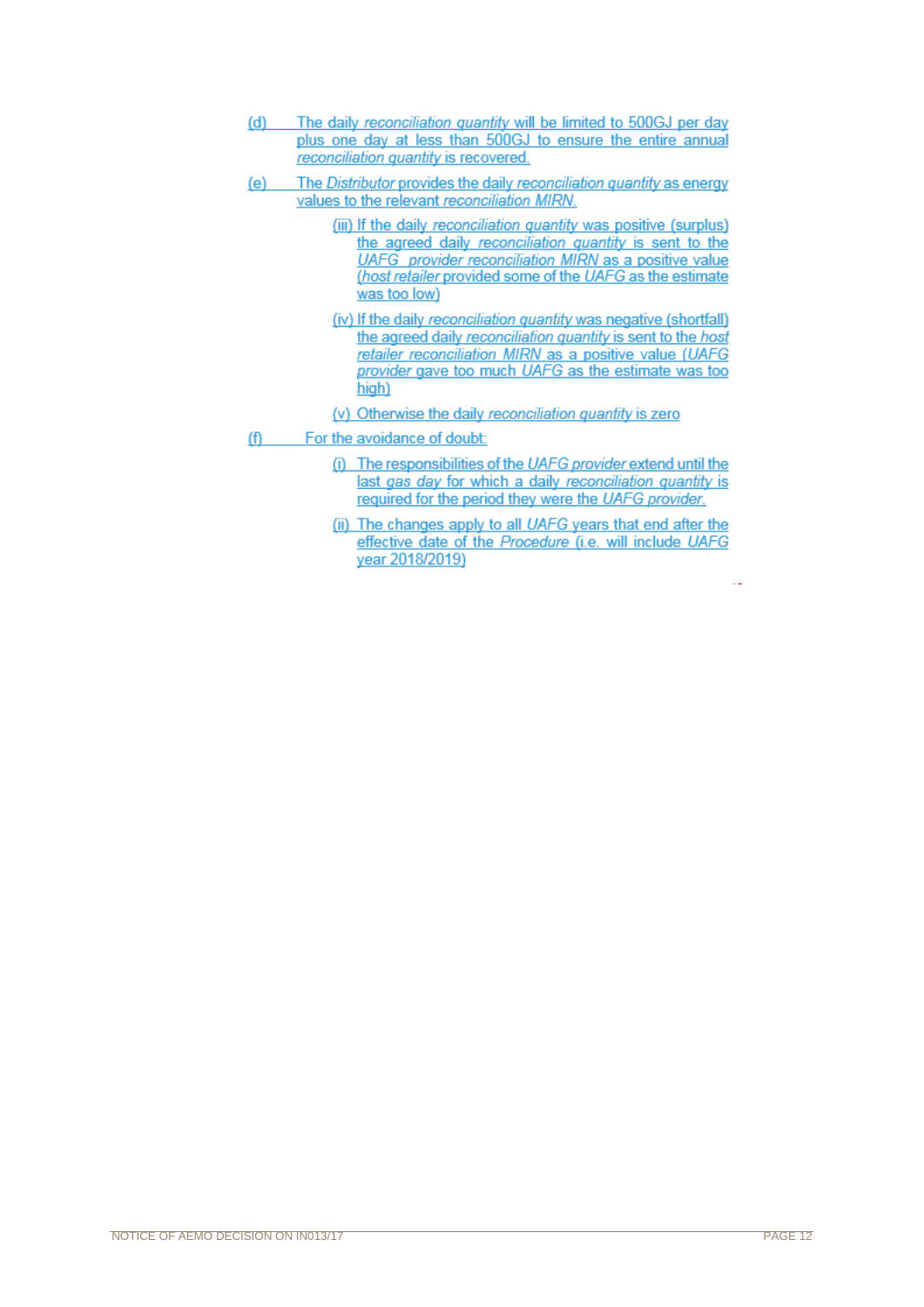(d) The daily *reconciliation quantity* will be limited to 500GJ per day plus one day at less than 500GJ to ensure the entire annual *reconciliation quantity* is recovered.

(e) The *Distributor* provides the daily *reconciliation quantity* as energy values to the relevant *reconciliation MIRN*.

  (iii) If the daily *reconciliation quantity* was positive (surplus) the agreed daily *reconciliation quantity* is sent to the *UAFG provider reconciliation MIRN* as a positive value (*host retailer* provided some of the *UAFG* as the estimate was too low)

  (iv) If the daily *reconciliation quantity* was negative (shortfall) the agreed daily *reconciliation quantity* is sent to the *host retailer reconciliation MIRN* as a positive value (*UAFG provider* gave too much *UAFG* as the estimate was too high)

  (v) Otherwise the daily *reconciliation quantity* is zero

(f) For the avoidance of doubt:

  (i) The responsibilities of the *UAFG provider* extend until the last *gas day* for which a daily *reconciliation quantity* is required for the period they were the *UAFG provider*.

  (ii) The changes apply to all *UAFG* years that end after the effective date of the *Procedure* (i.e. will include *UAFG* year 2018/2019)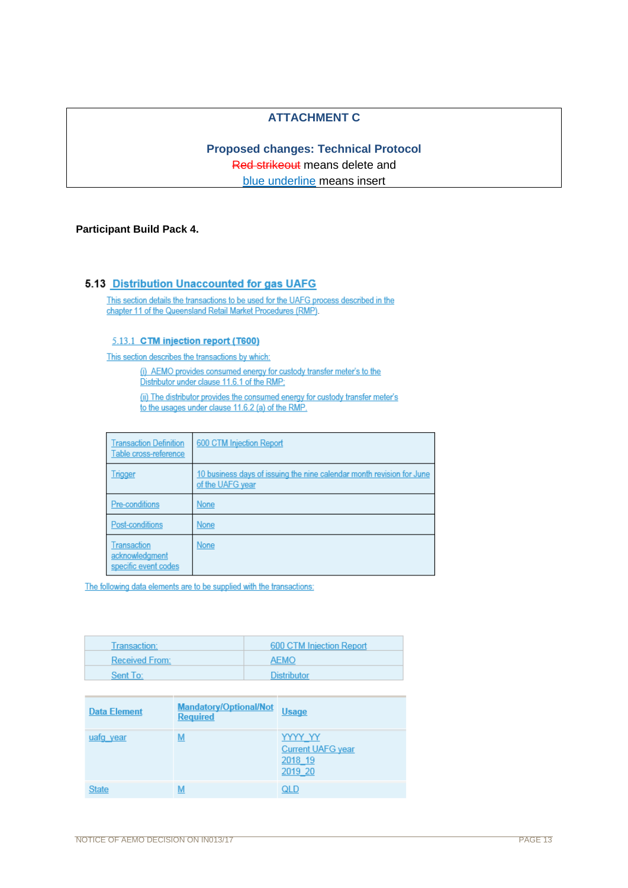**ATTACHMENT C**

**Proposed changes: Technical Protocol**

~~Red strikeout~~ means delete and

<u>blue underline</u> means insert

**Participant Build Pack 4.**

## 5.13 Distribution Unaccounted for gas UAFG

This section details the transactions to be used for the UAFG process described in the chapter 11 of the Queensland Retail Market Procedures (RMP).

### 5.13.1 CTM injection report (T600)

This section describes the transactions by which:

(i) AEMO provides consumed energy for custody transfer meter's to the Distributor under clause 11.6.1 of the RMP;

(ii) The distributor provides the consumed energy for custody transfer meter's to the usages under clause 11.6.2 (a) of the RMP.

| | |
|---|---|
| Transaction Definition Table cross-reference | 600 CTM Injection Report |
| Trigger | 10 business days of issuing the nine calendar month revision for June of the UAFG year |
| Pre-conditions | None |
| Post-conditions | None |
| Transaction acknowledgment specific event codes | None |

The following data elements are to be supplied with the transactions:

| | |
|---|---|
| Transaction: | 600 CTM Injection Report |
| Received From: | AEMO |
| Sent To: | Distributor |

| Data Element | Mandatory/Optional/Not Required | Usage |
|---|---|---|
| uafg_year | M | YYYY_YY<br>Current UAFG year<br>2018_19<br>2019_20 |
| State | M | QLD |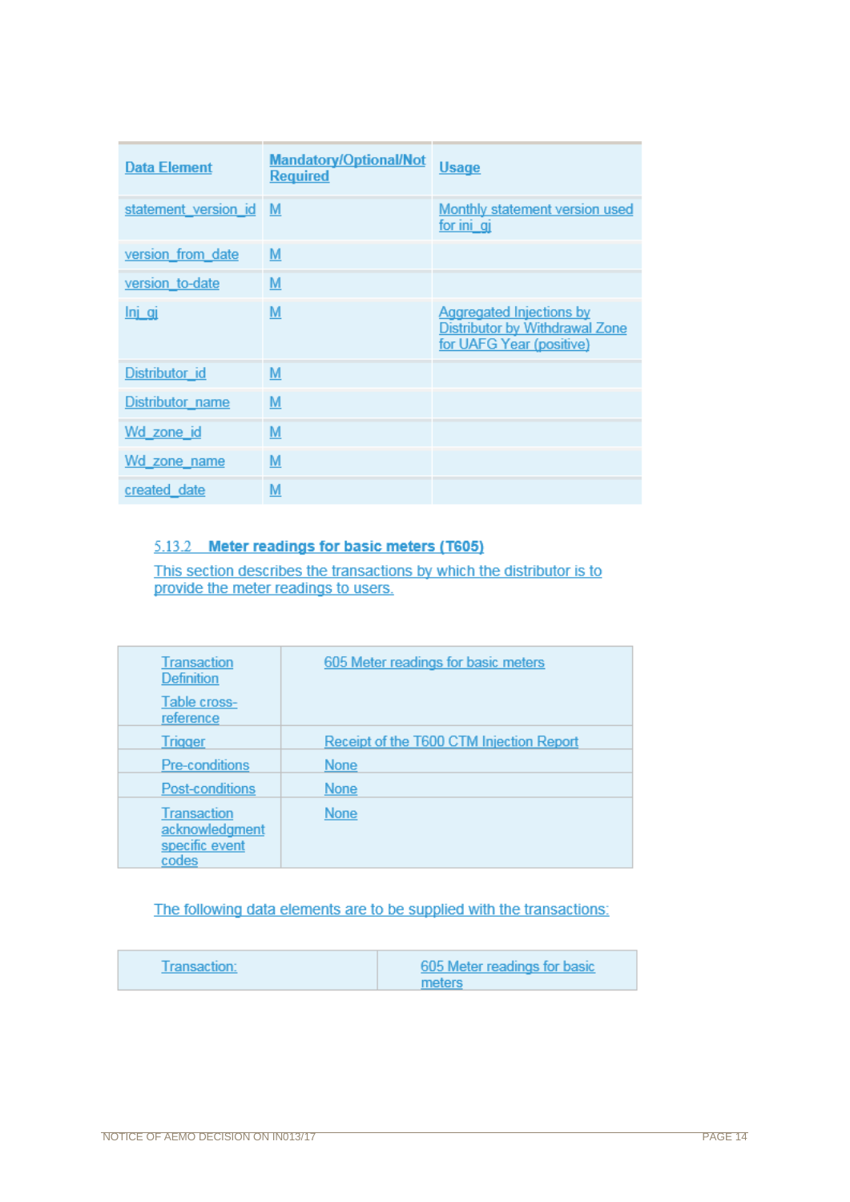| Data Element | Mandatory/Optional/Not Required | Usage |
|---|---|---|
| statement_version_id | M | Monthly statement version used for ini_gj |
| version_from_date | M | |
| version_to-date | M | |
| Inj_gj | M | Aggregated Injections by Distributor by Withdrawal Zone for UAFG Year (positive) |
| Distributor_id | M | |
| Distributor_name | M | |
| Wd_zone_id | M | |
| Wd_zone_name | M | |
| created_date | M | |

### 5.13.2 Meter readings for basic meters (T605)

This section describes the transactions by which the distributor is to provide the meter readings to users.

| | |
|---|---|
| Transaction Definition<br><br>Table cross-reference | 605 Meter readings for basic meters |
| Trigger | Receipt of the T600 CTM Injection Report |
| Pre-conditions | None |
| Post-conditions | None |
| Transaction acknowledgment specific event codes | None |

The following data elements are to be supplied with the transactions:

| | |
|---|---|
| Transaction: | 605 Meter readings for basic meters |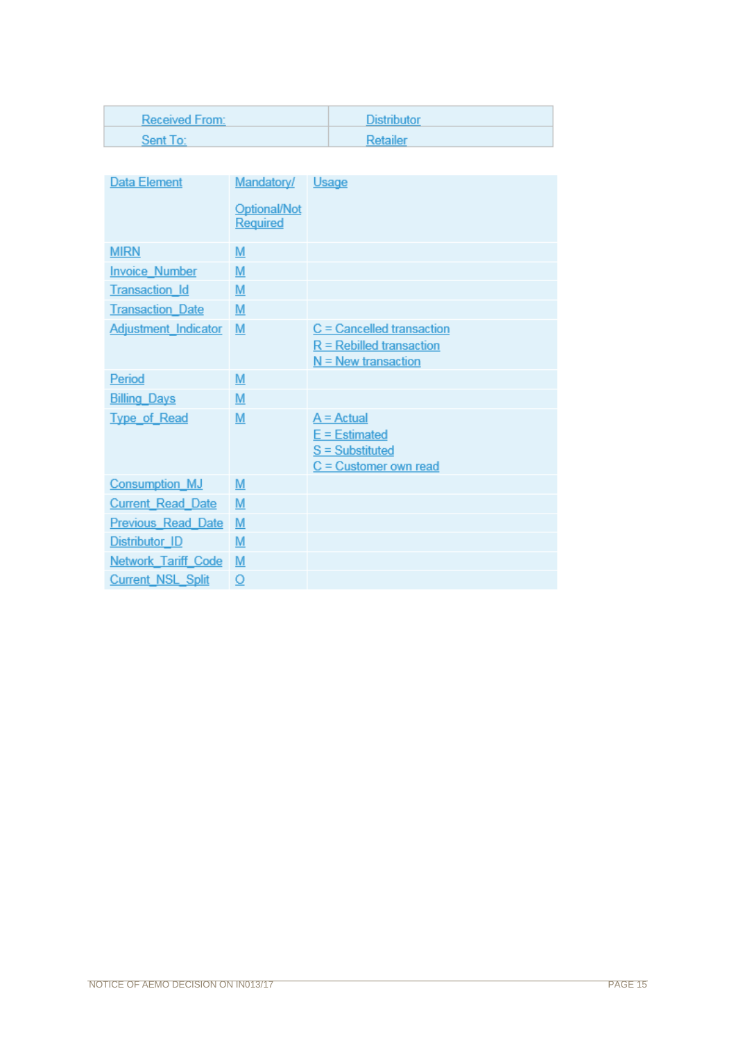| Received From: | Distributor |
|---|---|
| Sent To: | Retailer |

| Data Element | Mandatory/ Optional/Not Required | Usage |
|---|---|---|
| MIRN | M | |
| Invoice_Number | M | |
| Transaction_Id | M | |
| Transaction_Date | M | |
| Adjustment_Indicator | M | C = Cancelled transaction<br>R = Rebilled transaction<br>N = New transaction |
| Period | M | |
| Billing_Days | M | |
| Type_of_Read | M | A = Actual<br>E = Estimated<br>S = Substituted<br>C = Customer own read |
| Consumption_MJ | M | |
| Current_Read_Date | M | |
| Previous_Read_Date | M | |
| Distributor_ID | M | |
| Network_Tariff_Code | M | |
| Current_NSL_Split | O | |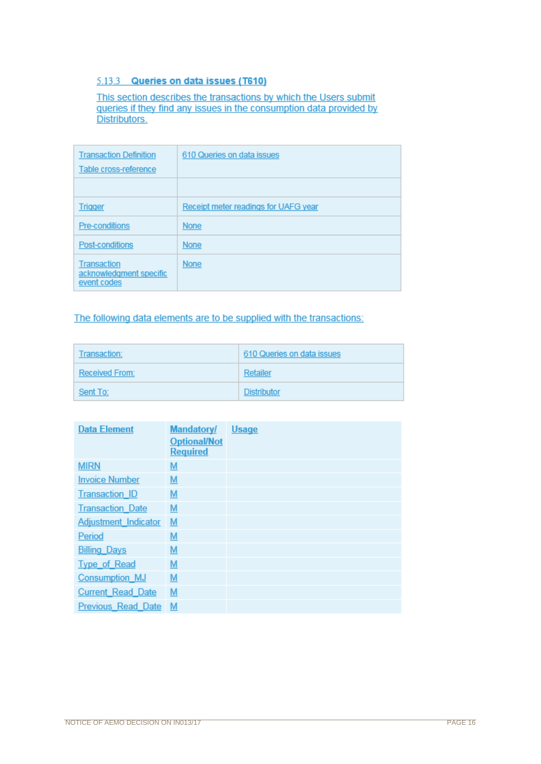### 5.13.3 Queries on data issues (T610)

This section describes the transactions by which the Users submit queries if they find any issues in the consumption data provided by Distributors.

| Transaction Definition<br>Table cross-reference | 610 Queries on data issues |
|---|---|
| | |
| Trigger | Receipt meter readings for UAFG year |
| Pre-conditions | None |
| Post-conditions | None |
| Transaction acknowledgment specific event codes | None |

The following data elements are to be supplied with the transactions:

| Transaction: | 610 Queries on data issues |
|---|---|
| Received From: | Retailer |
| Sent To: | Distributor |

| Data Element | Mandatory/ Optional/Not Required | Usage |
|---|---|---|
| MIRN | M | |
| Invoice Number | M | |
| Transaction_ID | M | |
| Transaction_Date | M | |
| Adjustment_Indicator | M | |
| Period | M | |
| Billing_Days | M | |
| Type_of_Read | M | |
| Consumption_MJ | M | |
| Current_Read_Date | M | |
| Previous_Read_Date | M | |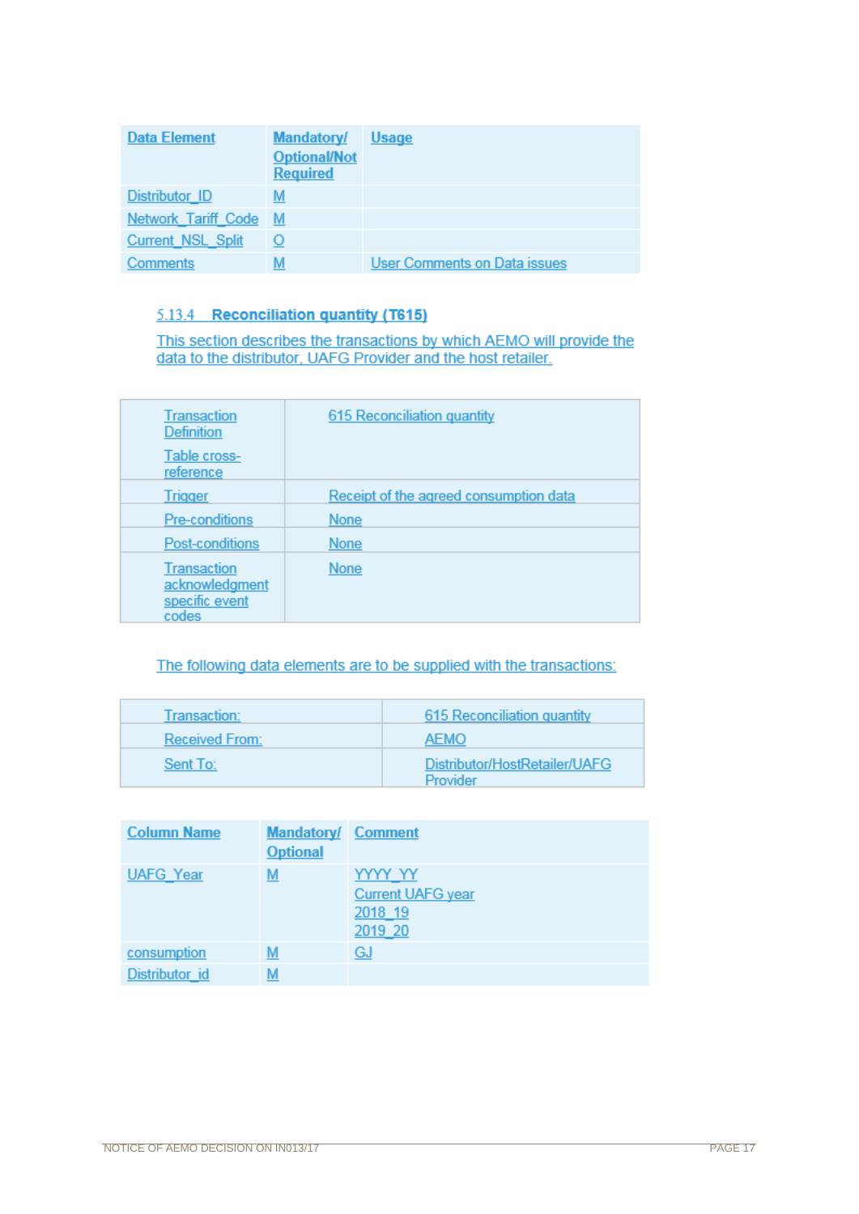| Data Element | Mandatory/ Optional/Not Required | Usage |
|---|---|---|
| Distributor_ID | M | |
| Network_Tariff_Code | M | |
| Current_NSL_Split | O | |
| Comments | M | User Comments on Data issues |

### 5.13.4 Reconciliation quantity (T615)

This section describes the transactions by which AEMO will provide the data to the distributor, UAFG Provider and the host retailer.

| | |
|---|---|
| Transaction Definition<br><br>Table cross-reference | 615 Reconciliation quantity |
| Trigger | Receipt of the agreed consumption data |
| Pre-conditions | None |
| Post-conditions | None |
| Transaction acknowledgment specific event codes | None |

The following data elements are to be supplied with the transactions:

| | |
|---|---|
| Transaction: | 615 Reconciliation quantity |
| Received From: | AEMO |
| Sent To: | Distributor/HostRetailer/UAFG Provider |

| Column Name | Mandatory/ Optional | Comment |
|---|---|---|
| UAFG_Year | M | YYYY_YY<br>Current UAFG year<br>2018_19<br>2019_20 |
| consumption | M | GJ |
| Distributor_id | M | |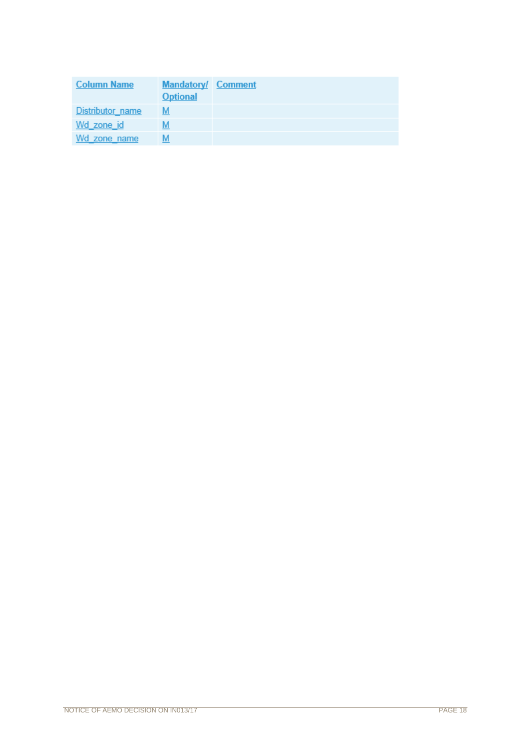| Column Name | Mandatory/ Optional | Comment |
| --- | --- | --- |
| Distributor_name | M | |
| Wd_zone_id | M | |
| Wd_zone_name | M | |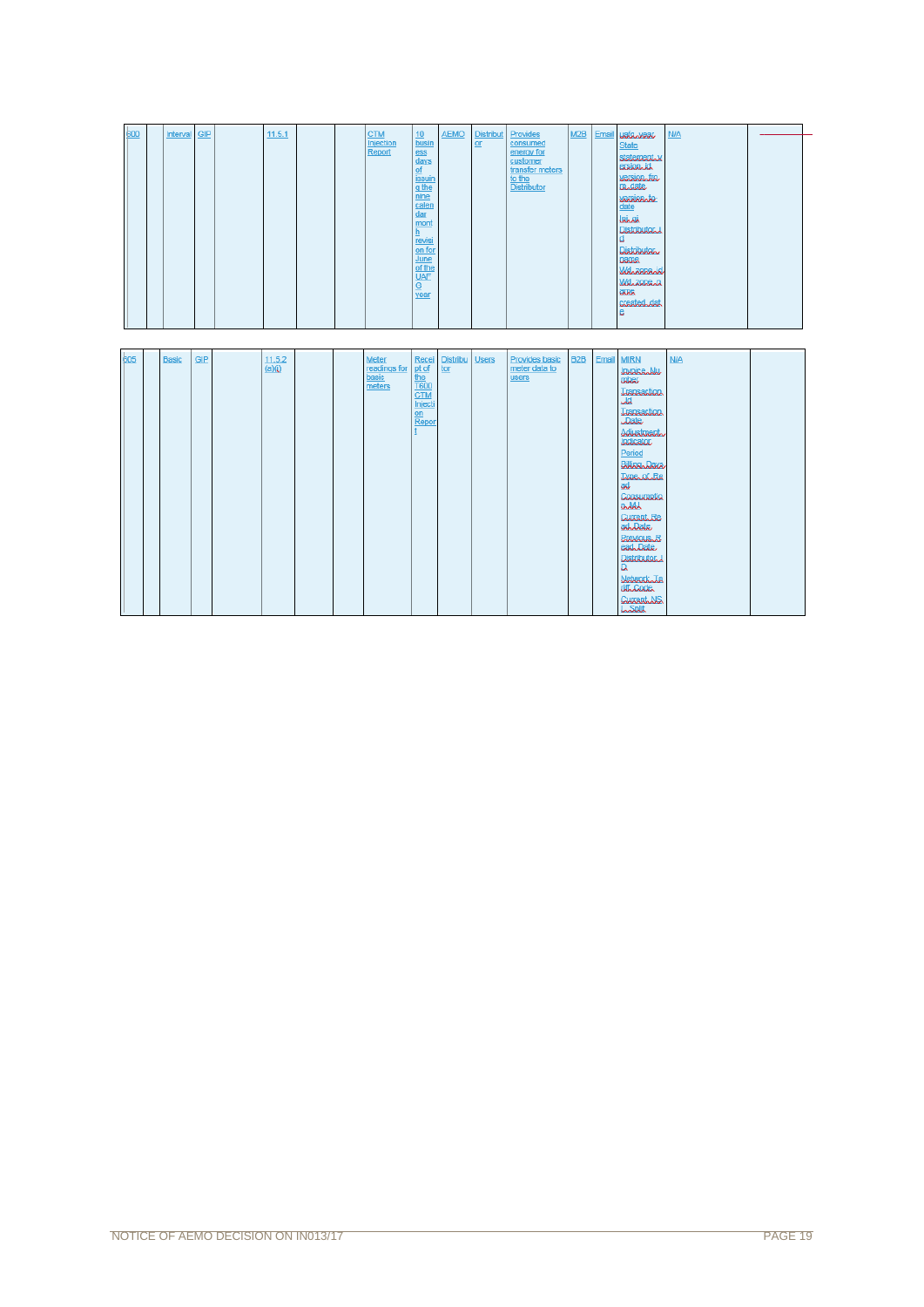| 600 | | Interval | GIP | | 11.5.1 | | | CTM Injection Report | 10 business days of issuing the nine calendar month revision for June of the UAFG year | AEMO | Distributor | Provides consumed energy for customer transfer meters to the Distributor | M2B | Email | uafg_year, State statement_version_id, version_from_date, version_to_date, lgi_gi, Distributor_id, Distributor_name, Wi_zone_id, Wi_zone_name, created_date | N/A | |
|---|---|---|---|---|---|---|---|---|---|---|---|---|---|---|---|---|---|
| 605 | | Basic | GIP | | 11.5.2 (e)(i) | | | Meter readings for basic meters | Receipt of the T600 CTM Injection Report | Distributor | Users | Provides basic meter data to users | B2B | Email | MIRN, Invoice_Number, Transaction_Id, Transaction_Date, Adjustment_indicator, Period, Billing_Days, Type_of_Read, Consumption_MJ, Current_Read_Date, Previous_Read_Date, Distributor_ID, Network_Tariff_Code, Current_NSL_Split | N/A | |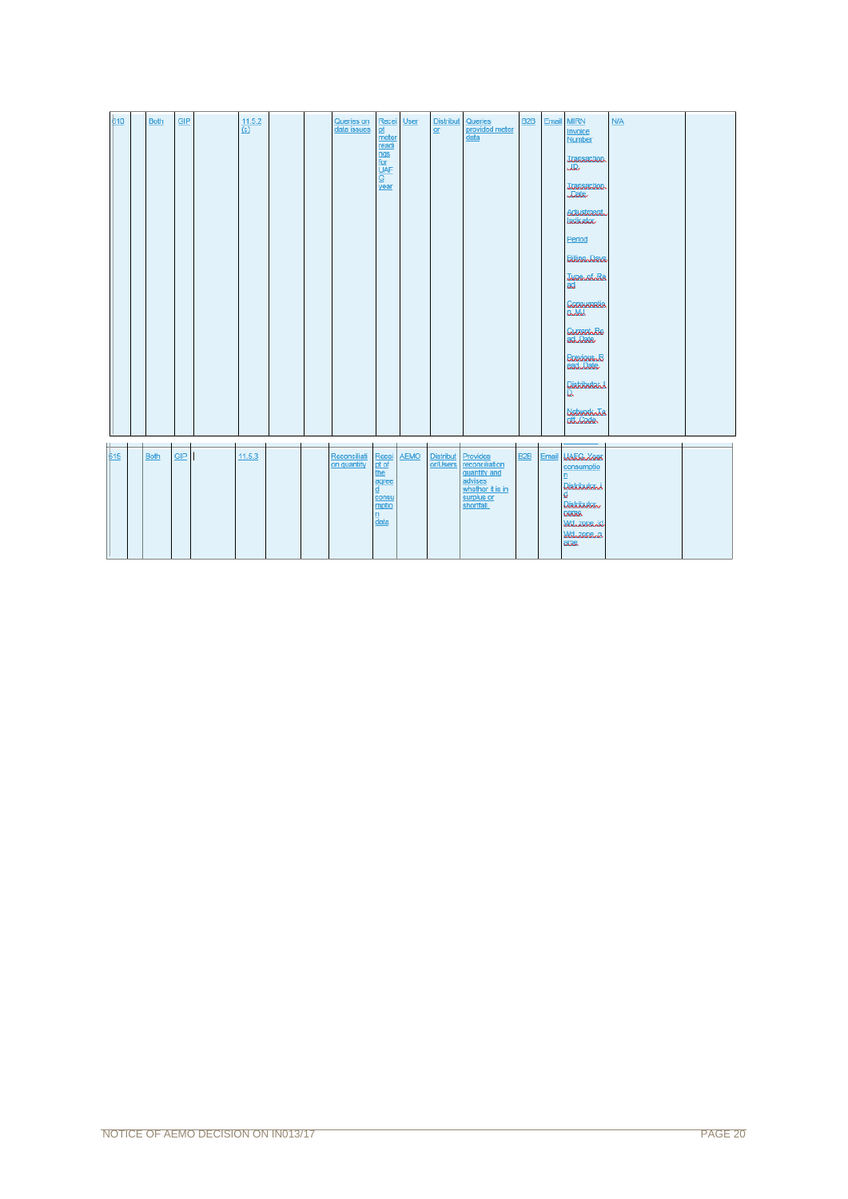| | | | | | | | | | | | | | | | | |
|---|---|---|---|---|---|---|---|---|---|---|---|---|---|---|---|---|
| 610 | | Both | GIP | | 11.5.2 (c) | | | Queries on data issues | Receipt of meter readings for UAFG year | User | Distributor | Queries provided meter data | B2B | Email | MIRN<br>Invoice Number<br>Transaction ID<br>Transaction Date<br>Adjustment Indicator<br>Period<br>Billing Days<br>Type of Read<br>Consumption MJ<br>Current Read Date<br>Previous Read Date<br>Distributor ID<br>Network Tariff Code | N/A | |
| 615 | | Both | GIP | | 11.5.3 | | | Reconciliation quantity | Receipt of the agreed consumption date | AEMO | Distributor/Users | Provides reconciliation quantity and advises whether it is in surplus or shortfall. | B2B | Email | UAFG Year consumption<br>Distributor id<br>Distributor name<br>Wd_zone_id<br>Wd_zone_name | | |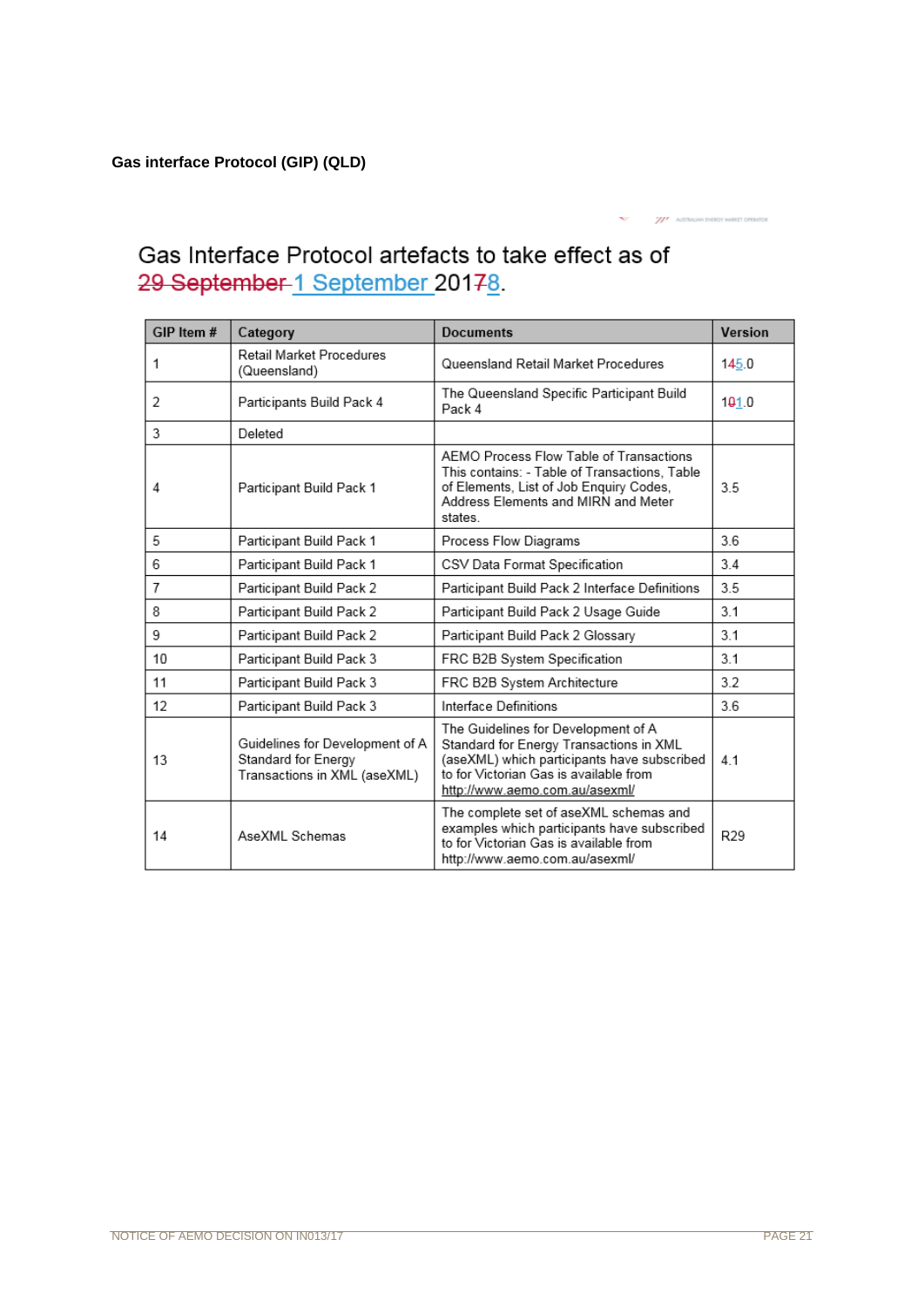**Gas interface Protocol (GIP) (QLD)**

# Gas Interface Protocol artefacts to take effect as of ~~29 September~~ 1 September 20178.

| GIP Item # | Category | Documents | Version |
|---|---|---|---|
| 1 | Retail Market Procedures (Queensland) | Queensland Retail Market Procedures | 145.0 |
| 2 | Participants Build Pack 4 | The Queensland Specific Participant Build Pack 4 | 101.0 |
| 3 | Deleted | | |
| 4 | Participant Build Pack 1 | AEMO Process Flow Table of Transactions This contains: - Table of Transactions, Table of Elements, List of Job Enquiry Codes, Address Elements and MIRN and Meter states. | 3.5 |
| 5 | Participant Build Pack 1 | Process Flow Diagrams | 3.6 |
| 6 | Participant Build Pack 1 | CSV Data Format Specification | 3.4 |
| 7 | Participant Build Pack 2 | Participant Build Pack 2 Interface Definitions | 3.5 |
| 8 | Participant Build Pack 2 | Participant Build Pack 2 Usage Guide | 3.1 |
| 9 | Participant Build Pack 2 | Participant Build Pack 2 Glossary | 3.1 |
| 10 | Participant Build Pack 3 | FRC B2B System Specification | 3.1 |
| 11 | Participant Build Pack 3 | FRC B2B System Architecture | 3.2 |
| 12 | Participant Build Pack 3 | Interface Definitions | 3.6 |
| 13 | Guidelines for Development of A Standard for Energy Transactions in XML (aseXML) | The Guidelines for Development of A Standard for Energy Transactions in XML (aseXML) which participants have subscribed to for Victorian Gas is available from http://www.aemo.com.au/asexml/ | 4.1 |
| 14 | AseXML Schemas | The complete set of aseXML schemas and examples which participants have subscribed to for Victorian Gas is available from http://www.aemo.com.au/asexml/ | R29 |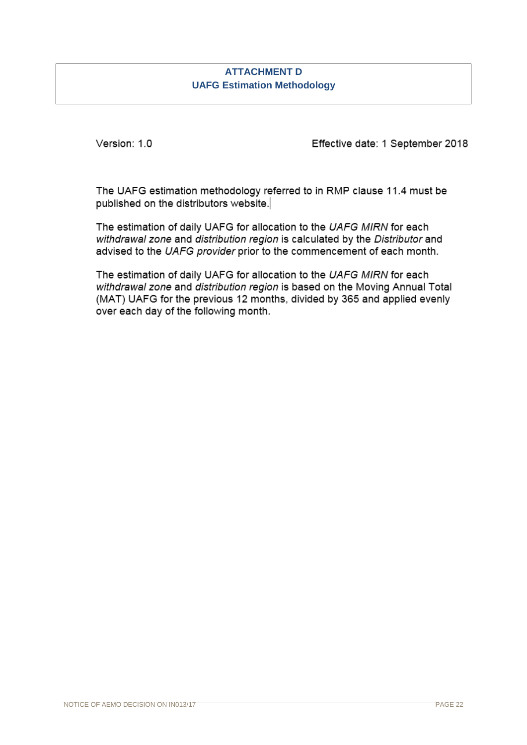## ATTACHMENT D
## UAFG Estimation Methodology

Version: 1.0 Effective date: 1 September 2018

The UAFG estimation methodology referred to in RMP clause 11.4 must be published on the distributors website.

The estimation of daily UAFG for allocation to the *UAFG MIRN* for each *withdrawal zone* and *distribution region* is calculated by the *Distributor* and advised to the *UAFG provider* prior to the commencement of each month.

The estimation of daily UAFG for allocation to the *UAFG MIRN* for each *withdrawal zone* and *distribution region* is based on the Moving Annual Total (MAT) UAFG for the previous 12 months, divided by 365 and applied evenly over each day of the following month.